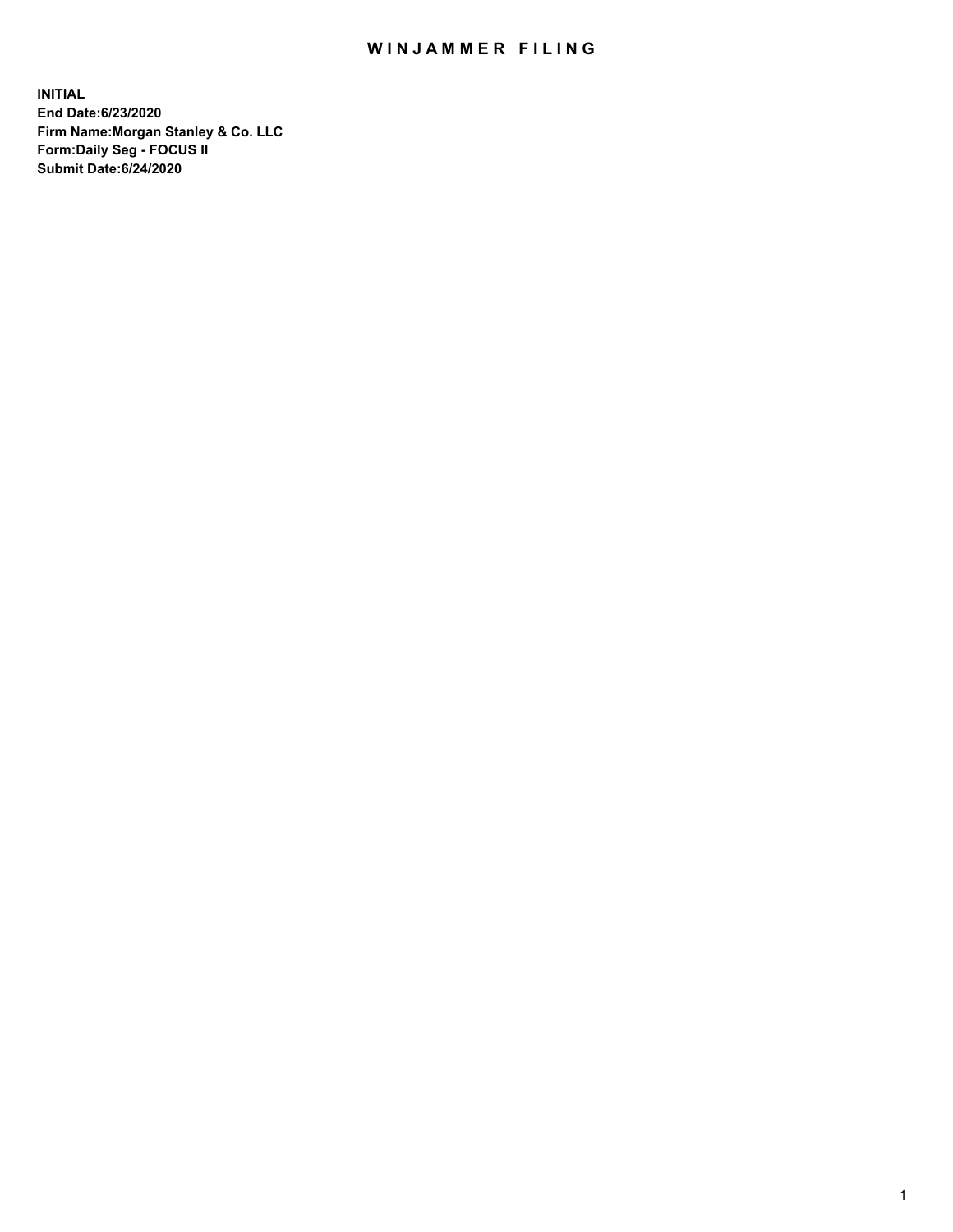# WINJAMMER FILING

**INITIAL**
**End Date:6/23/2020**
**Firm Name:Morgan Stanley & Co. LLC**
**Form:Daily Seg - FOCUS II**
**Submit Date:6/24/2020**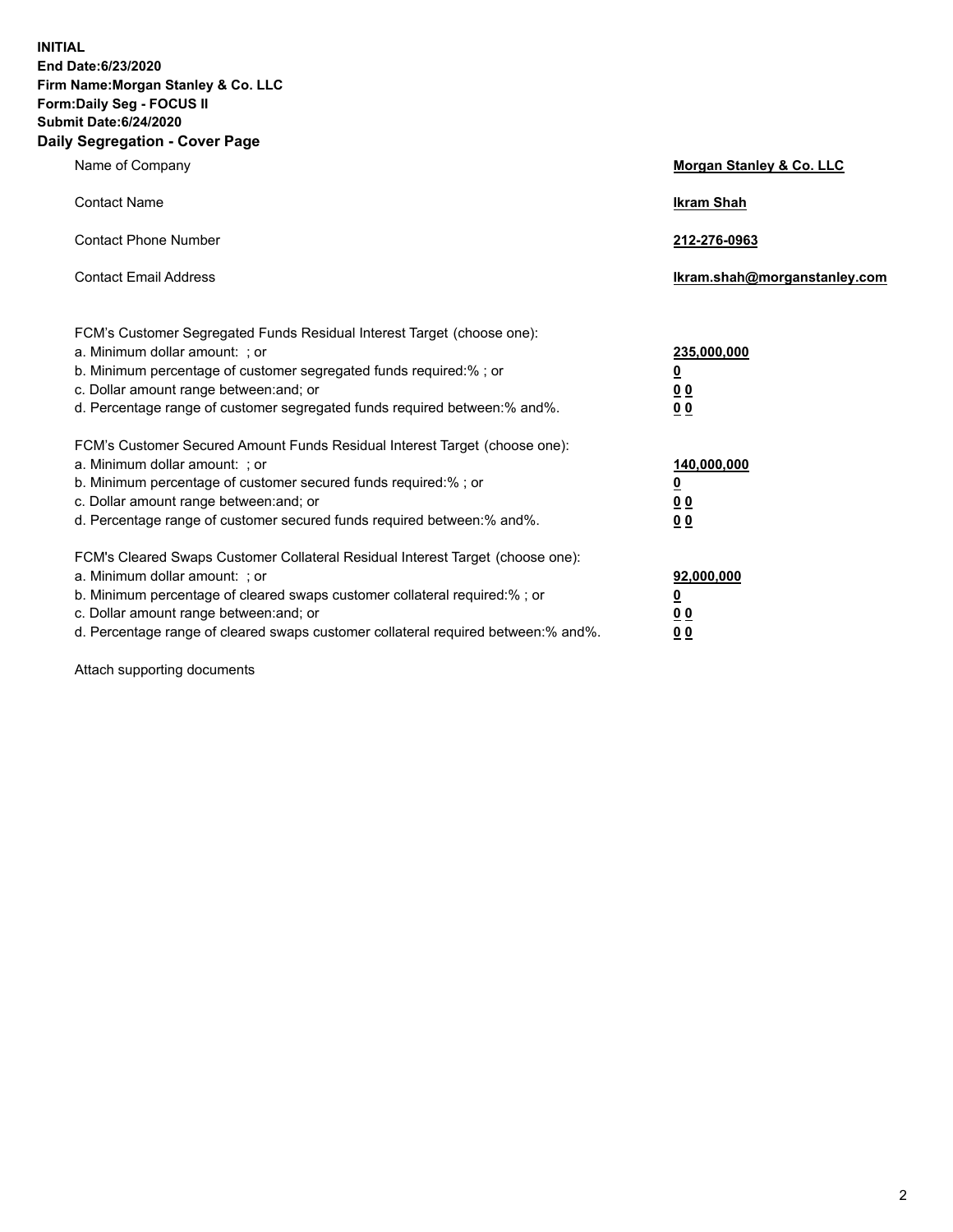**INITIAL**
**End Date:6/23/2020**
**Firm Name:Morgan Stanley & Co. LLC**
**Form:Daily Seg - FOCUS II**
**Submit Date:6/24/2020**
**Daily Segregation - Cover Page**

| | |
|---|---|
| Name of Company | **Morgan Stanley & Co. LLC** |
| Contact Name | **Ikram Shah** |
| Contact Phone Number | **212-276-0963** |
| Contact Email Address | **Ikram.shah@morganstanley.com** |

| | |
|---|---|
| FCM's Customer Segregated Funds Residual Interest Target (choose one): | |
| a. Minimum dollar amount: ; or | **235,000,000** |
| b. Minimum percentage of customer segregated funds required:% ; or | **0** |
| c. Dollar amount range between:and; or | **0 0** |
| d. Percentage range of customer segregated funds required between:% and%. | **0 0** |
| FCM's Customer Secured Amount Funds Residual Interest Target (choose one): | |
| a. Minimum dollar amount: ; or | **140,000,000** |
| b. Minimum percentage of customer secured funds required:% ; or | **0** |
| c. Dollar amount range between:and; or | **0 0** |
| d. Percentage range of customer secured funds required between:% and%. | **0 0** |
| FCM's Cleared Swaps Customer Collateral Residual Interest Target (choose one): | |
| a. Minimum dollar amount: ; or | **92,000,000** |
| b. Minimum percentage of cleared swaps customer collateral required:% ; or | **0** |
| c. Dollar amount range between:and; or | **0 0** |
| d. Percentage range of cleared swaps customer collateral required between:% and%. | **0 0** |

Attach supporting documents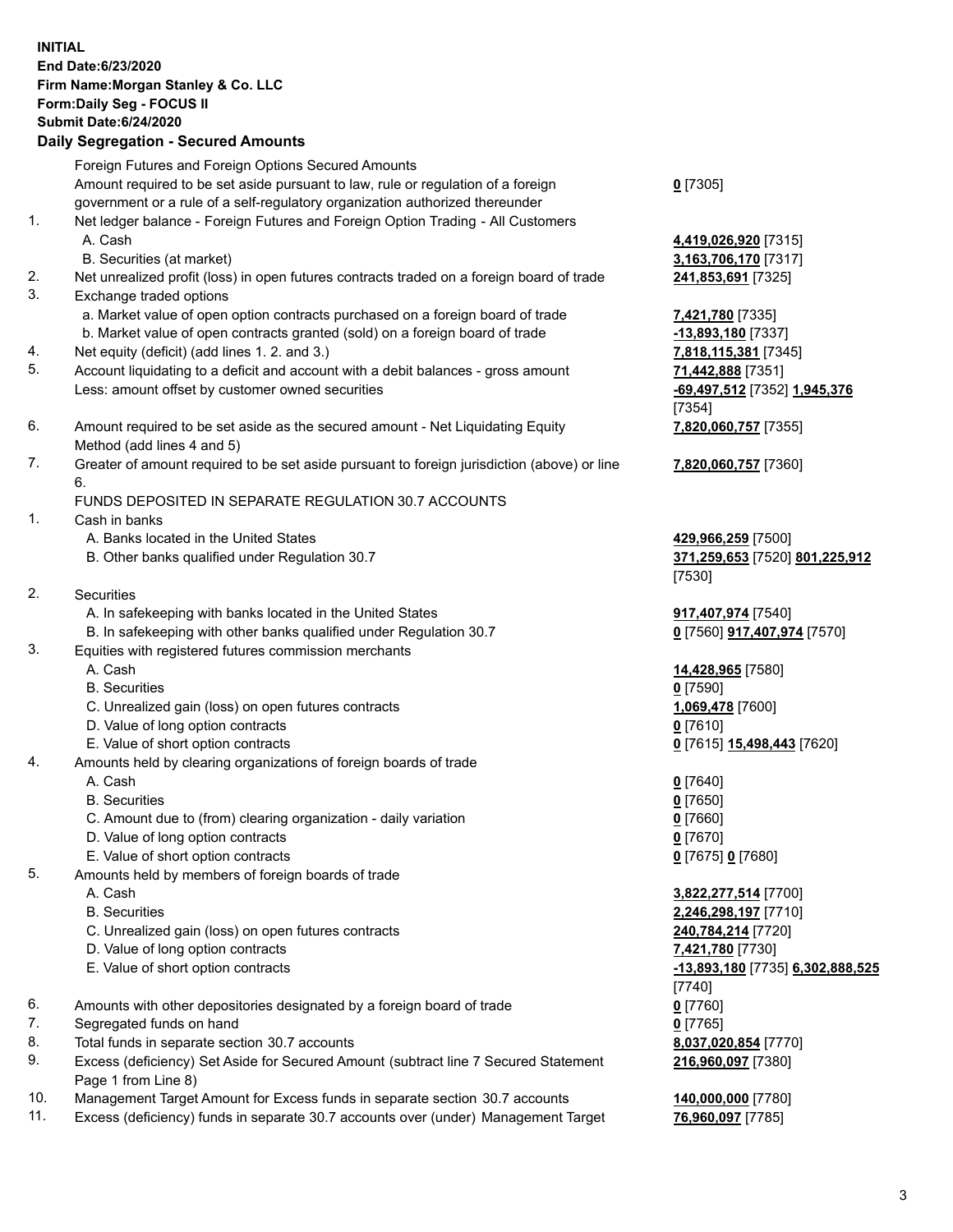**INITIAL**
**End Date:6/23/2020**
**Firm Name:Morgan Stanley & Co. LLC**
**Form:Daily Seg - FOCUS II**
**Submit Date:6/24/2020**

## Daily Segregation - Secured Amounts

| | | |
|---|---|---|
| | Foreign Futures and Foreign Options Secured Amounts | |
| | Amount required to be set aside pursuant to law, rule or regulation of a foreign government or a rule of a self-regulatory organization authorized thereunder | **0** [7305] |
| 1. | Net ledger balance - Foreign Futures and Foreign Option Trading - All Customers | |
| | A. Cash | **4,419,026,920** [7315] |
| | B. Securities (at market) | **3,163,706,170** [7317] |
| 2. | Net unrealized profit (loss) in open futures contracts traded on a foreign board of trade | **241,853,691** [7325] |
| 3. | Exchange traded options | |
| | a. Market value of open option contracts purchased on a foreign board of trade | **7,421,780** [7335] |
| | b. Market value of open contracts granted (sold) on a foreign board of trade | **-13,893,180** [7337] |
| 4. | Net equity (deficit) (add lines 1. 2. and 3.) | **7,818,115,381** [7345] |
| 5. | Account liquidating to a deficit and account with a debit balances - gross amount | **71,442,888** [7351] |
| | Less: amount offset by customer owned securities | **-69,497,512** [7352] **1,945,376** [7354] |
| 6. | Amount required to be set aside as the secured amount - Net Liquidating Equity Method (add lines 4 and 5) | **7,820,060,757** [7355] |
| 7. | Greater of amount required to be set aside pursuant to foreign jurisdiction (above) or line 6. | **7,820,060,757** [7360] |
| | FUNDS DEPOSITED IN SEPARATE REGULATION 30.7 ACCOUNTS | |
| 1. | Cash in banks | |
| | A. Banks located in the United States | **429,966,259** [7500] |
| | B. Other banks qualified under Regulation 30.7 | **371,259,653** [7520] **801,225,912** [7530] |
| 2. | Securities | |
| | A. In safekeeping with banks located in the United States | **917,407,974** [7540] |
| | B. In safekeeping with other banks qualified under Regulation 30.7 | **0** [7560] **917,407,974** [7570] |
| 3. | Equities with registered futures commission merchants | |
| | A. Cash | **14,428,965** [7580] |
| | B. Securities | **0** [7590] |
| | C. Unrealized gain (loss) on open futures contracts | **1,069,478** [7600] |
| | D. Value of long option contracts | **0** [7610] |
| | E. Value of short option contracts | **0** [7615] **15,498,443** [7620] |
| 4. | Amounts held by clearing organizations of foreign boards of trade | |
| | A. Cash | **0** [7640] |
| | B. Securities | **0** [7650] |
| | C. Amount due to (from) clearing organization - daily variation | **0** [7660] |
| | D. Value of long option contracts | **0** [7670] |
| | E. Value of short option contracts | **0** [7675] **0** [7680] |
| 5. | Amounts held by members of foreign boards of trade | |
| | A. Cash | **3,822,277,514** [7700] |
| | B. Securities | **2,246,298,197** [7710] |
| | C. Unrealized gain (loss) on open futures contracts | **240,784,214** [7720] |
| | D. Value of long option contracts | **7,421,780** [7730] |
| | E. Value of short option contracts | **-13,893,180** [7735] **6,302,888,525** [7740] |
| 6. | Amounts with other depositories designated by a foreign board of trade | **0** [7760] |
| 7. | Segregated funds on hand | **0** [7765] |
| 8. | Total funds in separate section 30.7 accounts | **8,037,020,854** [7770] |
| 9. | Excess (deficiency) Set Aside for Secured Amount (subtract line 7 Secured Statement Page 1 from Line 8) | **216,960,097** [7380] |
| 10. | Management Target Amount for Excess funds in separate section 30.7 accounts | **140,000,000** [7780] |
| 11. | Excess (deficiency) funds in separate 30.7 accounts over (under) Management Target | **76,960,097** [7785] |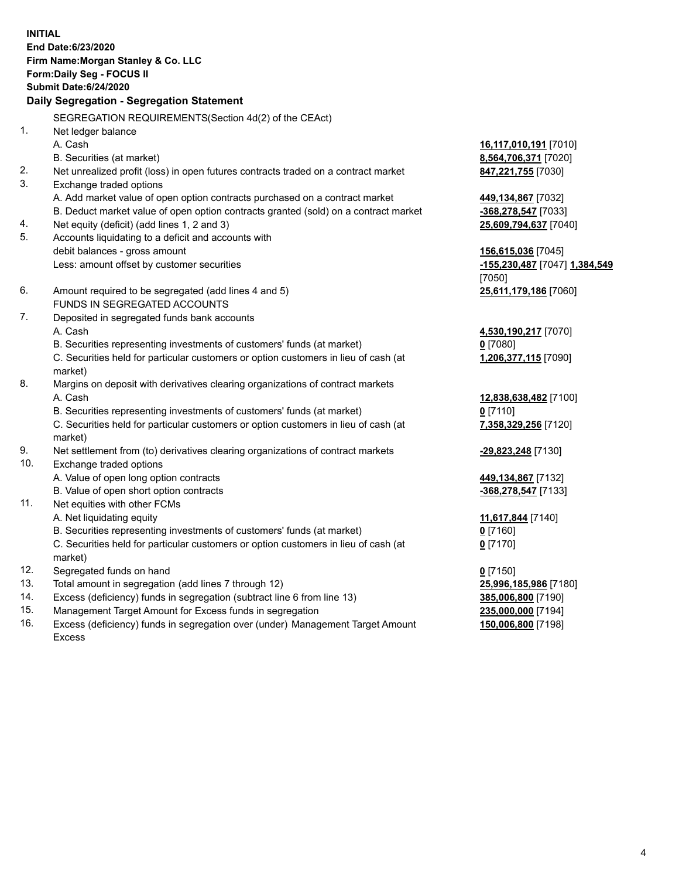**INITIAL**
**End Date:6/23/2020**
**Firm Name:Morgan Stanley & Co. LLC**
**Form:Daily Seg - FOCUS II**
**Submit Date:6/24/2020**

**Daily Segregation - Segregation Statement**

SEGREGATION REQUIREMENTS(Section 4d(2) of the CEAct)

| | | |
|---|---|---|
| 1. | Net ledger balance | |
| | A. Cash | **16,117,010,191** [7010] |
| | B. Securities (at market) | **8,564,706,371** [7020] |
| 2. | Net unrealized profit (loss) in open futures contracts traded on a contract market | **847,221,755** [7030] |
| 3. | Exchange traded options | |
| | A. Add market value of open option contracts purchased on a contract market | **449,134,867** [7032] |
| | B. Deduct market value of open option contracts granted (sold) on a contract market | **-368,278,547** [7033] |
| 4. | Net equity (deficit) (add lines 1, 2 and 3) | **25,609,794,637** [7040] |
| 5. | Accounts liquidating to a deficit and accounts with debit balances - gross amount | **156,615,036** [7045] |
| | Less: amount offset by customer securities | **-155,230,487** [7047] **1,384,549** [7050] |
| 6. | Amount required to be segregated (add lines 4 and 5) | **25,611,179,186** [7060] |
| | FUNDS IN SEGREGATED ACCOUNTS | |
| 7. | Deposited in segregated funds bank accounts | |
| | A. Cash | **4,530,190,217** [7070] |
| | B. Securities representing investments of customers' funds (at market) | **0** [7080] |
| | C. Securities held for particular customers or option customers in lieu of cash (at market) | **1,206,377,115** [7090] |
| 8. | Margins on deposit with derivatives clearing organizations of contract markets | |
| | A. Cash | **12,838,638,482** [7100] |
| | B. Securities representing investments of customers' funds (at market) | **0** [7110] |
| | C. Securities held for particular customers or option customers in lieu of cash (at market) | **7,358,329,256** [7120] |
| 9. | Net settlement from (to) derivatives clearing organizations of contract markets | **-29,823,248** [7130] |
| 10. | Exchange traded options | |
| | A. Value of open long option contracts | **449,134,867** [7132] |
| | B. Value of open short option contracts | **-368,278,547** [7133] |
| 11. | Net equities with other FCMs | |
| | A. Net liquidating equity | **11,617,844** [7140] |
| | B. Securities representing investments of customers' funds (at market) | **0** [7160] |
| | C. Securities held for particular customers or option customers in lieu of cash (at market) | **0** [7170] |
| 12. | Segregated funds on hand | **0** [7150] |
| 13. | Total amount in segregation (add lines 7 through 12) | **25,996,185,986** [7180] |
| 14. | Excess (deficiency) funds in segregation (subtract line 6 from line 13) | **385,006,800** [7190] |
| 15. | Management Target Amount for Excess funds in segregation | **235,000,000** [7194] |
| 16. | Excess (deficiency) funds in segregation over (under) Management Target Amount Excess | **150,006,800** [7198] |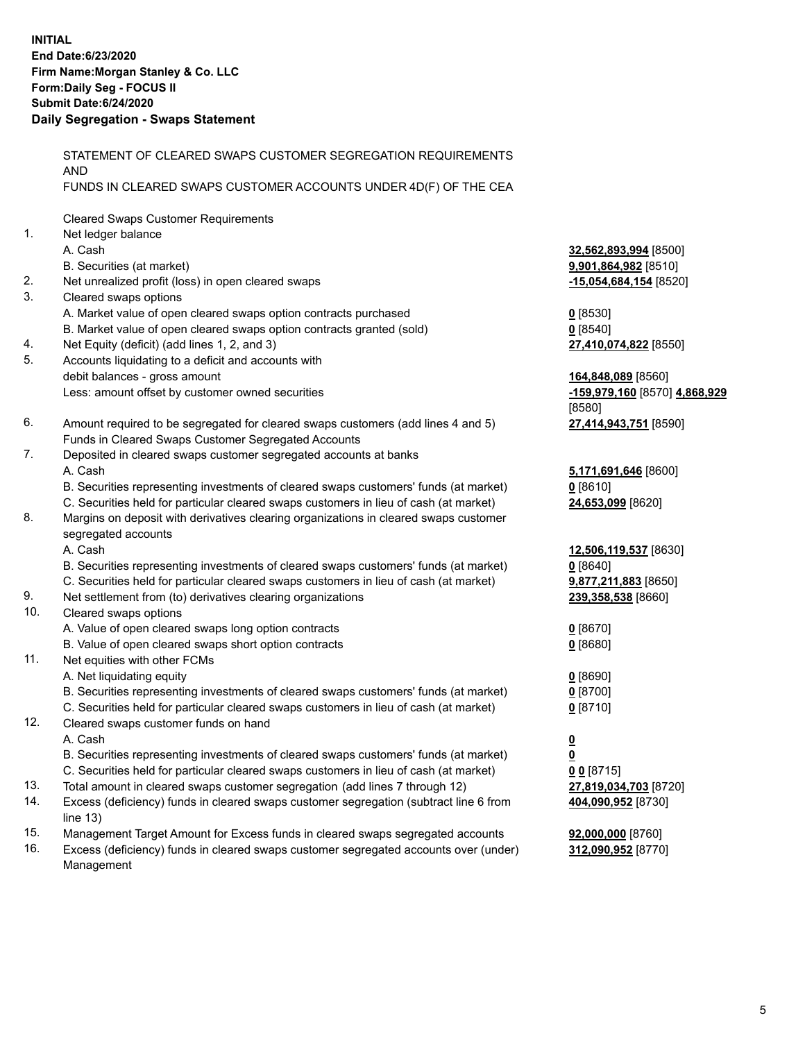**INITIAL**
**End Date:6/23/2020**
**Firm Name:Morgan Stanley & Co. LLC**
**Form:Daily Seg - FOCUS II**
**Submit Date:6/24/2020**
**Daily Segregation - Swaps Statement**

STATEMENT OF CLEARED SWAPS CUSTOMER SEGREGATION REQUIREMENTS AND FUNDS IN CLEARED SWAPS CUSTOMER ACCOUNTS UNDER 4D(F) OF THE CEA

| | | |
|---|---|---|
| | Cleared Swaps Customer Requirements | |
| 1. | Net ledger balance | |
| | A. Cash | **32,562,893,994** [8500] |
| | B. Securities (at market) | **9,901,864,982** [8510] |
| 2. | Net unrealized profit (loss) in open cleared swaps | **-15,054,684,154** [8520] |
| 3. | Cleared swaps options | |
| | A. Market value of open cleared swaps option contracts purchased | **0** [8530] |
| | B. Market value of open cleared swaps option contracts granted (sold) | **0** [8540] |
| 4. | Net Equity (deficit) (add lines 1, 2, and 3) | **27,410,074,822** [8550] |
| 5. | Accounts liquidating to a deficit and accounts with debit balances - gross amount | **164,848,089** [8560] |
| | Less: amount offset by customer owned securities | **-159,979,160** [8570] **4,868,929** [8580] |
| 6. | Amount required to be segregated for cleared swaps customers (add lines 4 and 5) | **27,414,943,751** [8590] |
| | Funds in Cleared Swaps Customer Segregated Accounts | |
| 7. | Deposited in cleared swaps customer segregated accounts at banks | |
| | A. Cash | **5,171,691,646** [8600] |
| | B. Securities representing investments of cleared swaps customers' funds (at market) | **0** [8610] |
| | C. Securities held for particular cleared swaps customers in lieu of cash (at market) | **24,653,099** [8620] |
| 8. | Margins on deposit with derivatives clearing organizations in cleared swaps customer segregated accounts | |
| | A. Cash | **12,506,119,537** [8630] |
| | B. Securities representing investments of cleared swaps customers' funds (at market) | **0** [8640] |
| | C. Securities held for particular cleared swaps customers in lieu of cash (at market) | **9,877,211,883** [8650] |
| 9. | Net settlement from (to) derivatives clearing organizations | **239,358,538** [8660] |
| 10. | Cleared swaps options | |
| | A. Value of open cleared swaps long option contracts | **0** [8670] |
| | B. Value of open cleared swaps short option contracts | **0** [8680] |
| 11. | Net equities with other FCMs | |
| | A. Net liquidating equity | **0** [8690] |
| | B. Securities representing investments of cleared swaps customers' funds (at market) | **0** [8700] |
| | C. Securities held for particular cleared swaps customers in lieu of cash (at market) | **0** [8710] |
| 12. | Cleared swaps customer funds on hand | |
| | A. Cash | **0** |
| | B. Securities representing investments of cleared swaps customers' funds (at market) | **0** |
| | C. Securities held for particular cleared swaps customers in lieu of cash (at market) | **0** **0** [8715] |
| 13. | Total amount in cleared swaps customer segregation (add lines 7 through 12) | **27,819,034,703** [8720] |
| 14. | Excess (deficiency) funds in cleared swaps customer segregation (subtract line 6 from line 13) | **404,090,952** [8730] |
| 15. | Management Target Amount for Excess funds in cleared swaps segregated accounts | **92,000,000** [8760] |
| 16. | Excess (deficiency) funds in cleared swaps customer segregated accounts over (under) Management | **312,090,952** [8770] |